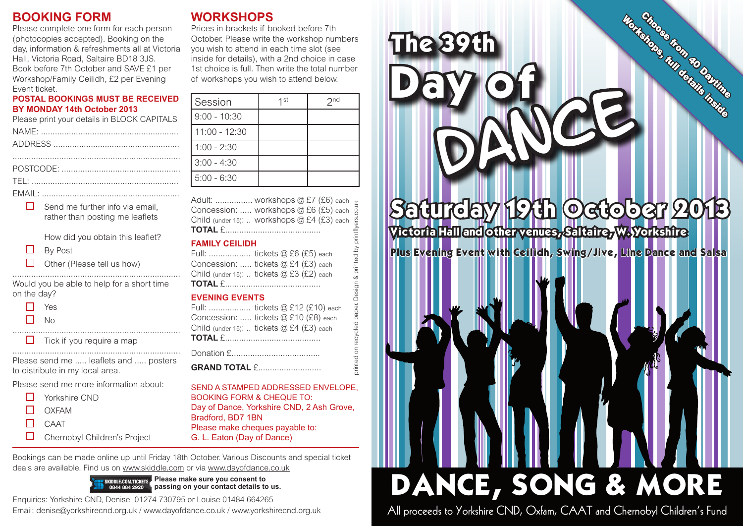## BOOKING FORM

Please complete one form for each person (photocopies accepted). Booking on the day, information & refreshments all at Victoria Hall, Victoria Road, Saltaire BD18 3JS. Book before 7th October and SAVE £1 per Workshop/Family Ceilidh, £2 per Evening Event ticket.

**POSTAL BOOKINGS MUST BE RECEIVED BY MONDAY 14th October 2013**

Please print your details in BLOCK CAPITALS

NAME: ..........................................................

ADDRESS ......................................................

........................................................................

POSTCODE: ..................................................

TEL: ..............................................................

EMAIL: ..........................................................

☐ Send me further info via email, rather than posting me leaflets

How did you obtain this leaflet?

☐ By Post

☐ Other (Please tell us how)

........................................................................

Would you be able to help for a short time on the day?

☐ Yes

☐ No

........................................................................

☐ Tick if you require a map

........................................................................

Please send me ..... leaflets and ..... posters to distribute in my local area.

Please send me more information about:

☐ Yorkshire CND

☐ OXFAM

☐ CAAT

☐ Chernobyl Children's Project

## WORKSHOPS

Prices in brackets if booked before 7th October. Please write the workshop numbers you wish to attend in each time slot (see inside for details), with a 2nd choice in case 1st choice is full. Then write the total number of workshops you wish to attend below.

| Session | 1st | 2nd |
|---|---|---|
| 9:00 - 10:30 | | |
| 11:00 - 12:30 | | |
| 1:00 - 2:30 | | |
| 3:00 - 4:30 | | |
| 5:00 - 6:30 | | |

Adult: ................ workshops @ £7 (£6) each
Concession: ..... workshops @ £6 (£5) each
Child (under 15): .. workshops @ £4 (£3) each
**TOTAL** £.........................................

### FAMILY CEILIDH

Full: .................. tickets @ £6 (£5) each
Concession: ..... tickets @ £4 (£3) each
Child (under 15): .. tickets @ £3 (£2) each
**TOTAL** £.........................................

### EVENING EVENTS

Full: .................. tickets @ £12 (£10) each
Concession: ..... tickets @ £10 (£8) each
Child (under 15): .. tickets @ £4 (£3) each
**TOTAL** £.........................................

Donation £......................................

**GRAND TOTAL** £...........................

SEND A STAMPED ADDRESSED ENVELOPE, BOOKING FORM & CHEQUE TO:
Day of Dance, Yorkshire CND, 2 Ash Grove, Bradford, BD7 1BN
Please make cheques payable to:
G. L. Eaton (Day of Dance)

printed on recycled paper. Design & printed by printflyers.co.uk

Bookings can be made online up until Friday 18th October. Various Discounts and special ticket deals are available. Find us on www.skiddle.com or via www.dayofdance.co.uk

SKIDDLE.COM/TICKETS 0844 884 2920 — **Please make sure you consent to passing on your contact details to us.**

Enquiries: Yorkshire CND, Denise 01274 730795 or Louise 01484 664265
Email: denise@yorkshirecnd.org.uk / www.dayofdance.co.uk / www.yorkshirecnd.org.uk

# The 39th Day of DANCE

**Choose from 40 Daytime Workshops, full details inside**

## Saturday 19th October 2013

**Victoria Hall and other venues, Saltaire, W. Yorkshire**

**Plus Evening Event with Ceilidh, Swing/Jive, Line Dance and Salsa**

# DANCE, SONG & MORE

All proceeds to Yorkshire CND, Oxfam, CAAT and Chernobyl Children's Fund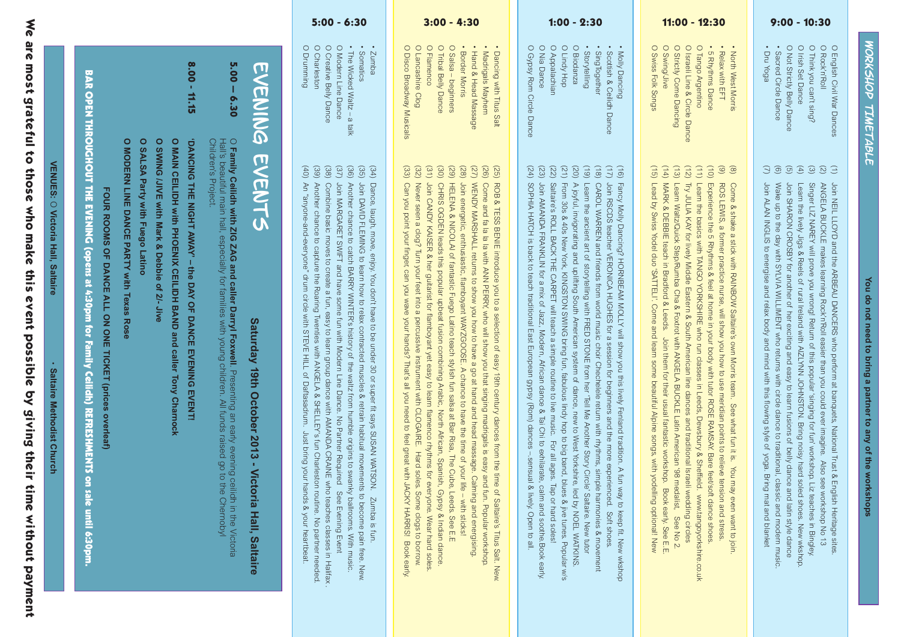## WORKSHOP TIMETABLE

**You do not need to bring a partner to any of the workshops**

### 9:00 - 10:30

- O English Civil War Dances
- O Rock'n'Roll
- O Think you can't sing?
- O Irish Set Dance
- O Not Strictly Belly Dance
- • Sacred Circle Dance
- • Dru Yoga

(1) Join NEIL LLOYD and the ARBEAU DANCERS who perform at banquets, National Trust & English Heritage sites.
(2) ANGELA BUCKLE make learning Rock'n'Roll easier than you could ever imagine. Also see workshop No 13
(3) Singer LIZ NAREY will prove you wrong! Return of this popular 'singing for fun' workshop. Liz teaches in Bingley.
(4) Learn the lively Jigs & Reels of rural Ireland with AIZLYNN JOHNSTON. Bring noisy hard soled shoes. New wkshop.
(5) Join SHARON CROSBY for another of her exciting and easy to learn fusions of belly dance and latin style dance
(6) Wake up to the day with SYLVIA WILLIMENT who returns with circle dance to traditional, classic and modern music.
(7) Join ALAN INGLIS to energise and relax body and mind with this flowing style of yoga. Bring mat and blanket

### 11:00 - 12:30

- • North West Morris
- • Relax with EFT
- • 5 Rhythms Dance
- O Tango Argentino
- O Israeli Line & Circle Dance
- O Strictly Come Dancing
- O Swing/Jive
- O Swiss Folk Songs

(8) Come & shake a stick with RAINBOW Saltaire's own Morris team. See what fun it is. You may even want to join.
(9) ROS LEWIS, a former practice nurse, will show you how to use meridian points to relieve tension and stress.
(10) Experience the 5 Rhythms & feel at home in your body with tutor ROSE RAMSAY. Bare feet/soft dance shoes.
(11) Learn the basics with TANGO YORKSHIRE who run classes in Leeds, Dewsbury & Sheffield. www.tangoyorkshire.co.uk
(12) Try JULIA KAY for lively Middle Eastern & South American line dances and traditional Israeli wedding circles
(13) Learn Waltz/Quick Step/Rumba Cha & Foxtrot with ANGELA BUCKLE Latin American '98 medallist. See No 2.
(14) MARK & DEBBIE teach in Bradford & Leeds. Join them for their usual fantastic workshop. Book early. See E.E
(15) Lead by Swiss Yodel duo 'SATTELI'. Come and learn some beautiful Alpine songs, with yodelling optional! New

### 1:00 - 2:30

- • Molly Dancing
- • Scottish & Ceilidh Dance
- • SingTogether
- • Storytelling
- O Biodanza
- O Lindy Hop
- O Appalachian
- O Nia Dance
- O Gypsy Rom Circle Dance

(16) Fancy Molly Dancing? HORNBEAM MOLLY will show you this lively Fenland tradition. A fun way to keep fit. New wkshop
(17) Join RSCDS teacher VERONICA HUGHES for a session for beginners and the more experienced. Soft shoes.
(18) CAROL WARREN and friends from world music choir Chechelele return with rhythms, simple harmonies & movement
(19) Learn the ancient art of storytelling with FRED STONE from her 'Tell Me Another Story Circle' Saltaire. New tutor
(20) A joyful, invigorating and uplifting South American system of dance, new to West Yorkshire, led by NOEL WATKINS.
(21) From 30s & 40s New York, KINGSTON SWING bring fun, fabulous lindy hop to big band, blues & jive tunes. Popular w/s
(22) Saltaire's ROLL BACK THE CARPET will teach a simple routine to live music. For all ages. Tap or hard soles!
(23) Join AMANDA FRANKLIN for a mix of Jazz, Modern, African dance & Tai Chi to exhilarate, calm and soothe.Book early
(24) SOPHIA HATCH is back to teach traditional East European gypsy (Rom) dances – sensual & lively. Open to all.

### 3:00 - 4:30

- • Dancing with Titus Salt
- • Madrigals Mayhem
- • Hand & Head Massage
- • Border Morris
- O Salsa – beginners
- O Tribal Belly Dance
- O Flamenco
- O Lancashire Clog
- O Disco Broadway Musicals

(25) ROB & TESS BENIE introduce you to a selection of easy 19th century dances from the time of Saltaire's Titus Salt. New.
(26) Come and fa la la with ANN PERRY, who will show you that singing madrigals is easy and fun. Popular workshop.
(27) WENDY MARSHALL returns to show you how to have a go at hand and head massage. Calming and energising.
(28) Join energetic, enthusiastic, flamboyant WAYZGOOSE. A chance to have the time of your life – with sticks!
(29) HELENA & NICOLA! of fantastic Fuego Latino teach stylish fun salsa at Bar Risa, The Cube, Leeds. See E.E
(30) CHRIS OGDEN leads this popular upbeat fusion combining Arabic, North African, Spanish, Gypsy & Indian dance.
(31) Join CANDY KAISER & her guitarist for flamboyant yet easy to learn flamenco rhythms for everyone. Wear hard soles.
(32) Never seen a clog? Turn your feet into a percussive instrument with CLOGAIRE. Hard soles. Some clogs to borrow.
(33) Can you point your finger, can you wave your hands? That's all you need to feel great with JACKY HARRIS! Book early

### 5:00 - 6:30

- • Zumba
- • Somatics
- • The Wicked Waltz – a talk
- O Modern Line Dance
- O Creative Belly Dance
- O Charleston
- O Drumming

(34) Dance, laugh, move, enjoy. You don't have to be under 30 or super fit says SUSAN WATSON. Zumba is fun.
(35) Join DAVID FLEMING to learn how to relax contracted muscles & retrain habitual movements to become pain free. New
(36) Another chance to catch BARRY WINTER's history of the waltz from humble origins to swanky ballrooms. With music.
(37) Join MARGARET SWIFT and have some fun with Modern Line Dance. No Partner Required. See Evening Event
(38) Combine basic moves to create a fun, easy to learn group dance with AMANDA CRAINE who teaches classes in Halifax.
(39) Another chance to capture the Roaring Twenties with ANGELA & SHELLEY's fun Charleston routine. No partner needed.
(40) An "anyone-and-everyone" drum circle with STEVE HILL of Daftasadrum. Just bring your hands & your heartbeat.

## EVENING EVENTS

**Saturday 19th October 2013 - Victoria Hall, Saltaire**

**5.00 – 6.30** O **Family Ceilidh with ZIG ZAG and caller Darryl Foxwell.** Presenting an early evening ceilidh in the Victoria Hall's beautiful main hall, especially for families with young children. All funds raised go to the Chernobyl Children's Project.

**8.00 - 11.15** **'DANCING THE NIGHT AWAY' – the DAY OF DANCE EVENING EVENT!**

**O MAIN CEILIDH with PHOENIX CEILIDH BAND and caller Tony Charnock**

**O SWING /JIVE with Mark & Debbie of 2/- Jive**

**O SALSA Party with Fuego Latino**

**O MODERN LINE DANCE PARTY with Texas Rose**

**FOUR ROOMS OF DANCE ALL ON ONE TICKET (prices overleaf)**

**BAR OPEN THROUGHOUT THE EVENING (opens at 4:30pm for Family Ceilidh) REFRESHMENTS on sale until 6:30pm.**

**VENUES:** O **Victoria Hall, Saltaire** • **Saltaire Methodist Church**

**We are most grateful to those who make this event possible by giving their time without payment**